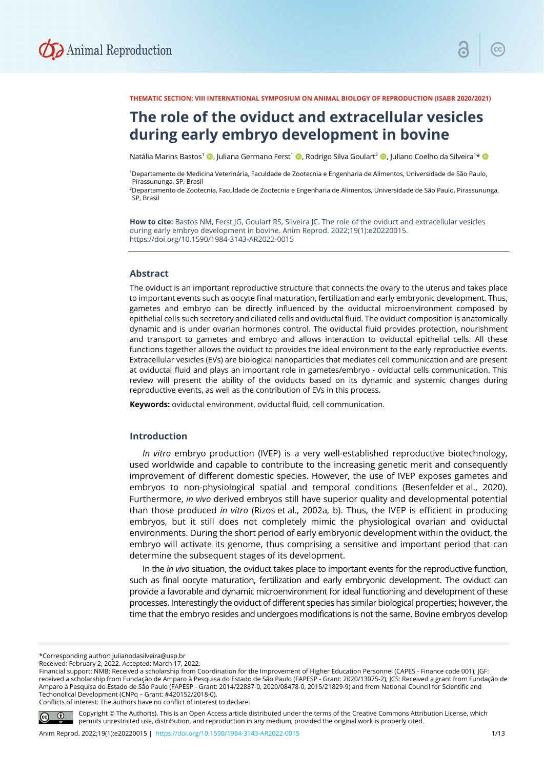THEMATIC SECTION: VIII INTERNATIONAL SYMPOSIUM ON ANIMAL BIOLOGY OF REPRODUCTION (ISABR 2020/2021)

# The role of the oviduct and extracellular vesicles during early embryo development in bovine

Natália Marins Bastos[1], Juliana Germano Ferst[1], Rodrigo Silva Goulart[2], Juliano Coelho da Silveira[1]*

[1]Departamento de Medicina Veterinária, Faculdade de Zootecnia e Engenharia de Alimentos, Universidade de São Paulo, Pirassununga, SP, Brasil

[2]Departamento de Zootecnia, Faculdade de Zootecnia e Engenharia de Alimentos, Universidade de São Paulo, Pirassununga, SP, Brasil

**How to cite:** Bastos NM, Ferst JG, Goulart RS, Silveira JC. The role of the oviduct and extracellular vesicles during early embryo development in bovine. Anim Reprod. 2022;19(1):e20220015. https://doi.org/10.1590/1984-3143-AR2022-0015

## Abstract

The oviduct is an important reproductive structure that connects the ovary to the uterus and takes place to important events such as oocyte final maturation, fertilization and early embryonic development. Thus, gametes and embryo can be directly influenced by the oviductal microenvironment composed by epithelial cells such secretory and ciliated cells and oviductal fluid. The oviduct composition is anatomically dynamic and is under ovarian hormones control. The oviductal fluid provides protection, nourishment and transport to gametes and embryo and allows interaction to oviductal epithelial cells. All these functions together allows the oviduct to provides the ideal environment to the early reproductive events. Extracellular vesicles (EVs) are biological nanoparticles that mediates cell communication and are present at oviductal fluid and plays an important role in gametes/embryo - oviductal cells communication. This review will present the ability of the oviducts based on its dynamic and systemic changes during reproductive events, as well as the contribution of EVs in this process.

**Keywords:** oviductal environment, oviductal fluid, cell communication.

## Introduction

*In vitro* embryo production (IVEP) is a very well-established reproductive biotechnology, used worldwide and capable to contribute to the increasing genetic merit and consequently improvement of different domestic species. However, the use of IVEP exposes gametes and embryos to non-physiological spatial and temporal conditions (Besenfelder et al., 2020). Furthermore, *in vivo* derived embryos still have superior quality and developmental potential than those produced *in vitro* (Rizos et al., 2002a, b). Thus, the IVEP is efficient in producing embryos, but it still does not completely mimic the physiological ovarian and oviductal environments. During the short period of early embryonic development within the oviduct, the embryo will activate its genome, thus comprising a sensitive and important period that can determine the subsequent stages of its development.

In the *in vivo* situation, the oviduct takes place to important events for the reproductive function, such as final oocyte maturation, fertilization and early embryonic development. The oviduct can provide a favorable and dynamic microenvironment for ideal functioning and development of these processes. Interestingly the oviduct of different species has similar biological properties; however, the time that the embryo resides and undergoes modifications is not the same. Bovine embryos develop

*Corresponding author: julianodasilveira@usp.br
Received: February 2, 2022. Accepted: March 17, 2022.
Financial support: NMB: Received a scholarship from Coordination for the Improvement of Higher Education Personnel (CAPES - Finance code 001); JGF: received a scholarship from Fundação de Amparo à Pesquisa do Estado de São Paulo (FAPESP - Grant: 2020/13075-2); JCS: Received a grant from Fundação de Amparo à Pesquisa do Estado de São Paulo (FAPESP - Grant: 2014/22887-0, 2020/08478-0, 2015/21829-9) and from National Council for Scientific and Techonolical Development (CNPq – Grant: #420152/2018-0).
Conflicts of interest: The authors have no conflict of interest to declare.

Copyright © The Author(s). This is an Open Access article distributed under the terms of the Creative Commons Attribution License, which permits unrestricted use, distribution, and reproduction in any medium, provided the original work is properly cited.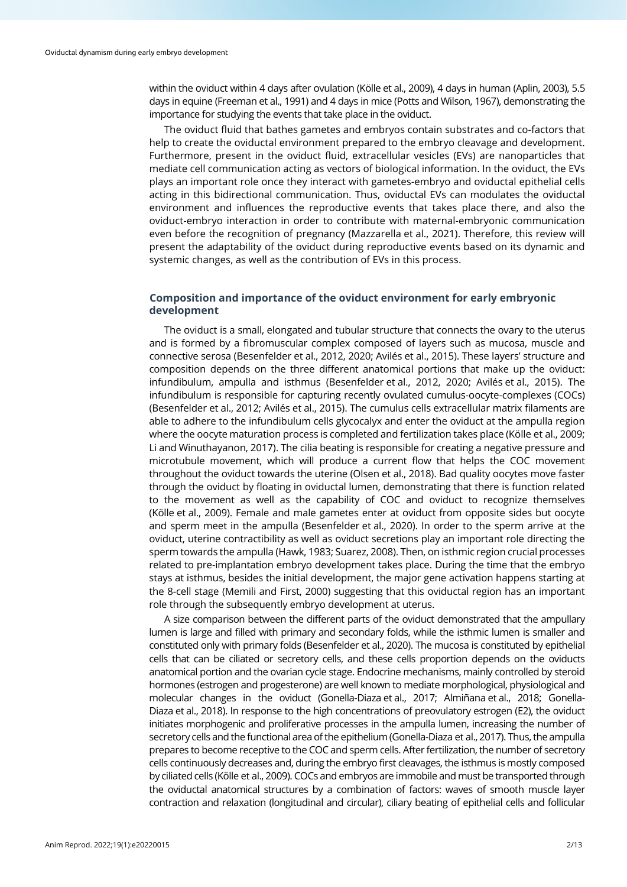within the oviduct within 4 days after ovulation (Kölle et al., 2009), 4 days in human (Aplin, 2003), 5.5 days in equine (Freeman et al., 1991) and 4 days in mice (Potts and Wilson, 1967), demonstrating the importance for studying the events that take place in the oviduct.

The oviduct fluid that bathes gametes and embryos contain substrates and co-factors that help to create the oviductal environment prepared to the embryo cleavage and development. Furthermore, present in the oviduct fluid, extracellular vesicles (EVs) are nanoparticles that mediate cell communication acting as vectors of biological information. In the oviduct, the EVs plays an important role once they interact with gametes-embryo and oviductal epithelial cells acting in this bidirectional communication. Thus, oviductal EVs can modulates the oviductal environment and influences the reproductive events that takes place there, and also the oviduct-embryo interaction in order to contribute with maternal-embryonic communication even before the recognition of pregnancy (Mazzarella et al., 2021). Therefore, this review will present the adaptability of the oviduct during reproductive events based on its dynamic and systemic changes, as well as the contribution of EVs in this process.

## Composition and importance of the oviduct environment for early embryonic development

The oviduct is a small, elongated and tubular structure that connects the ovary to the uterus and is formed by a fibromuscular complex composed of layers such as mucosa, muscle and connective serosa (Besenfelder et al., 2012, 2020; Avilés et al., 2015). These layers' structure and composition depends on the three different anatomical portions that make up the oviduct: infundibulum, ampulla and isthmus (Besenfelder et al., 2012, 2020; Avilés et al., 2015). The infundibulum is responsible for capturing recently ovulated cumulus-oocyte-complexes (COCs) (Besenfelder et al., 2012; Avilés et al., 2015). The cumulus cells extracellular matrix filaments are able to adhere to the infundibulum cells glycocalyx and enter the oviduct at the ampulla region where the oocyte maturation process is completed and fertilization takes place (Kölle et al., 2009; Li and Winuthayanon, 2017). The cilia beating is responsible for creating a negative pressure and microtubule movement, which will produce a current flow that helps the COC movement throughout the oviduct towards the uterine (Olsen et al., 2018). Bad quality oocytes move faster through the oviduct by floating in oviductal lumen, demonstrating that there is function related to the movement as well as the capability of COC and oviduct to recognize themselves (Kölle et al., 2009). Female and male gametes enter at oviduct from opposite sides but oocyte and sperm meet in the ampulla (Besenfelder et al., 2020). In order to the sperm arrive at the oviduct, uterine contractility as well as oviduct secretions play an important role directing the sperm towards the ampulla (Hawk, 1983; Suarez, 2008). Then, on isthmic region crucial processes related to pre-implantation embryo development takes place. During the time that the embryo stays at isthmus, besides the initial development, the major gene activation happens starting at the 8-cell stage (Memili and First, 2000) suggesting that this oviductal region has an important role through the subsequently embryo development at uterus.

A size comparison between the different parts of the oviduct demonstrated that the ampullary lumen is large and filled with primary and secondary folds, while the isthmic lumen is smaller and constituted only with primary folds (Besenfelder et al., 2020). The mucosa is constituted by epithelial cells that can be ciliated or secretory cells, and these cells proportion depends on the oviducts anatomical portion and the ovarian cycle stage. Endocrine mechanisms, mainly controlled by steroid hormones (estrogen and progesterone) are well known to mediate morphological, physiological and molecular changes in the oviduct (Gonella-Diaza et al., 2017; Almiñana et al., 2018; Gonella-Diaza et al., 2018). In response to the high concentrations of preovulatory estrogen (E2), the oviduct initiates morphogenic and proliferative processes in the ampulla lumen, increasing the number of secretory cells and the functional area of the epithelium (Gonella-Diaza et al., 2017). Thus, the ampulla prepares to become receptive to the COC and sperm cells. After fertilization, the number of secretory cells continuously decreases and, during the embryo first cleavages, the isthmus is mostly composed by ciliated cells (Kölle et al., 2009). COCs and embryos are immobile and must be transported through the oviductal anatomical structures by a combination of factors: waves of smooth muscle layer contraction and relaxation (longitudinal and circular), ciliary beating of epithelial cells and follicular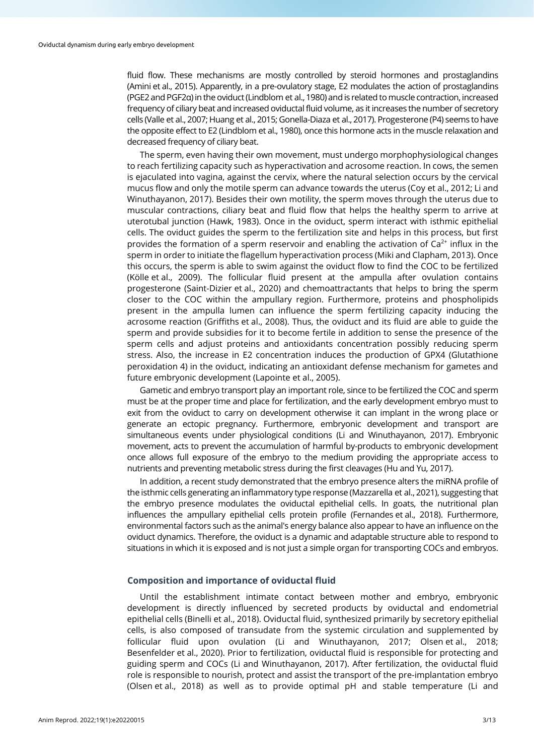fluid flow. These mechanisms are mostly controlled by steroid hormones and prostaglandins (Amini et al., 2015). Apparently, in a pre-ovulatory stage, E2 modulates the action of prostaglandins (PGE2 and PGF2α) in the oviduct (Lindblom et al., 1980) and is related to muscle contraction, increased frequency of ciliary beat and increased oviductal fluid volume, as it increases the number of secretory cells (Valle et al., 2007; Huang et al., 2015; Gonella-Diaza et al., 2017). Progesterone (P4) seems to have the opposite effect to E2 (Lindblom et al., 1980), once this hormone acts in the muscle relaxation and decreased frequency of ciliary beat.

The sperm, even having their own movement, must undergo morphophysiological changes to reach fertilizing capacity such as hyperactivation and acrosome reaction. In cows, the semen is ejaculated into vagina, against the cervix, where the natural selection occurs by the cervical mucus flow and only the motile sperm can advance towards the uterus (Coy et al., 2012; Li and Winuthayanon, 2017). Besides their own motility, the sperm moves through the uterus due to muscular contractions, ciliary beat and fluid flow that helps the healthy sperm to arrive at uterotubal junction (Hawk, 1983). Once in the oviduct, sperm interact with isthmic epithelial cells. The oviduct guides the sperm to the fertilization site and helps in this process, but first provides the formation of a sperm reservoir and enabling the activation of $Ca^{2+}$ influx in the sperm in order to initiate the flagellum hyperactivation process (Miki and Clapham, 2013). Once this occurs, the sperm is able to swim against the oviduct flow to find the COC to be fertilized (Kölle et al., 2009). The follicular fluid present at the ampulla after ovulation contains progesterone (Saint-Dizier et al., 2020) and chemoattractants that helps to bring the sperm closer to the COC within the ampullary region. Furthermore, proteins and phospholipids present in the ampulla lumen can influence the sperm fertilizing capacity inducing the acrosome reaction (Griffiths et al., 2008). Thus, the oviduct and its fluid are able to guide the sperm and provide subsidies for it to become fertile in addition to sense the presence of the sperm cells and adjust proteins and antioxidants concentration possibly reducing sperm stress. Also, the increase in E2 concentration induces the production of GPX4 (Glutathione peroxidation 4) in the oviduct, indicating an antioxidant defense mechanism for gametes and future embryonic development (Lapointe et al., 2005).

Gametic and embryo transport play an important role, since to be fertilized the COC and sperm must be at the proper time and place for fertilization, and the early development embryo must to exit from the oviduct to carry on development otherwise it can implant in the wrong place or generate an ectopic pregnancy. Furthermore, embryonic development and transport are simultaneous events under physiological conditions (Li and Winuthayanon, 2017). Embryonic movement, acts to prevent the accumulation of harmful by-products to embryonic development once allows full exposure of the embryo to the medium providing the appropriate access to nutrients and preventing metabolic stress during the first cleavages (Hu and Yu, 2017).

In addition, a recent study demonstrated that the embryo presence alters the miRNA profile of the isthmic cells generating an inflammatory type response (Mazzarella et al., 2021), suggesting that the embryo presence modulates the oviductal epithelial cells. In goats, the nutritional plan influences the ampullary epithelial cells protein profile (Fernandes et al., 2018). Furthermore, environmental factors such as the animal's energy balance also appear to have an influence on the oviduct dynamics. Therefore, the oviduct is a dynamic and adaptable structure able to respond to situations in which it is exposed and is not just a simple organ for transporting COCs and embryos.

## Composition and importance of oviductal fluid

Until the establishment intimate contact between mother and embryo, embryonic development is directly influenced by secreted products by oviductal and endometrial epithelial cells (Binelli et al., 2018). Oviductal fluid, synthesized primarily by secretory epithelial cells, is also composed of transudate from the systemic circulation and supplemented by follicular fluid upon ovulation (Li and Winuthayanon, 2017; Olsen et al., 2018; Besenfelder et al., 2020). Prior to fertilization, oviductal fluid is responsible for protecting and guiding sperm and COCs (Li and Winuthayanon, 2017). After fertilization, the oviductal fluid role is responsible to nourish, protect and assist the transport of the pre-implantation embryo (Olsen et al., 2018) as well as to provide optimal pH and stable temperature (Li and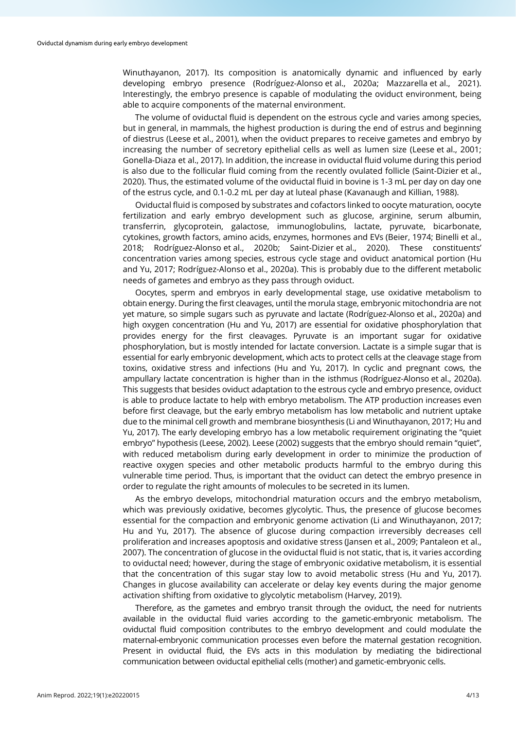Winuthayanon, 2017). Its composition is anatomically dynamic and influenced by early developing embryo presence (Rodríguez-Alonso et al., 2020a; Mazzarella et al., 2021). Interestingly, the embryo presence is capable of modulating the oviduct environment, being able to acquire components of the maternal environment.

The volume of oviductal fluid is dependent on the estrous cycle and varies among species, but in general, in mammals, the highest production is during the end of estrus and beginning of diestrus (Leese et al., 2001), when the oviduct prepares to receive gametes and embryo by increasing the number of secretory epithelial cells as well as lumen size (Leese et al., 2001; Gonella-Diaza et al., 2017). In addition, the increase in oviductal fluid volume during this period is also due to the follicular fluid coming from the recently ovulated follicle (Saint-Dizier et al., 2020). Thus, the estimated volume of the oviductal fluid in bovine is 1-3 mL per day on day one of the estrus cycle, and 0.1-0.2 mL per day at luteal phase (Kavanaugh and Killian, 1988).

Oviductal fluid is composed by substrates and cofactors linked to oocyte maturation, oocyte fertilization and early embryo development such as glucose, arginine, serum albumin, transferrin, glycoprotein, galactose, immunoglobulins, lactate, pyruvate, bicarbonate, cytokines, growth factors, amino acids, enzymes, hormones and EVs (Beier, 1974; Binelli et al., 2018; Rodríguez-Alonso et al., 2020b; Saint-Dizier et al., 2020). These constituents' concentration varies among species, estrous cycle stage and oviduct anatomical portion (Hu and Yu, 2017; Rodríguez-Alonso et al., 2020a). This is probably due to the different metabolic needs of gametes and embryo as they pass through oviduct.

Oocytes, sperm and embryos in early developmental stage, use oxidative metabolism to obtain energy. During the first cleavages, until the morula stage, embryonic mitochondria are not yet mature, so simple sugars such as pyruvate and lactate (Rodríguez-Alonso et al., 2020a) and high oxygen concentration (Hu and Yu, 2017) are essential for oxidative phosphorylation that provides energy for the first cleavages. Pyruvate is an important sugar for oxidative phosphorylation, but is mostly intended for lactate conversion. Lactate is a simple sugar that is essential for early embryonic development, which acts to protect cells at the cleavage stage from toxins, oxidative stress and infections (Hu and Yu, 2017). In cyclic and pregnant cows, the ampullary lactate concentration is higher than in the isthmus (Rodríguez-Alonso et al., 2020a). This suggests that besides oviduct adaptation to the estrous cycle and embryo presence, oviduct is able to produce lactate to help with embryo metabolism. The ATP production increases even before first cleavage, but the early embryo metabolism has low metabolic and nutrient uptake due to the minimal cell growth and membrane biosynthesis (Li and Winuthayanon, 2017; Hu and Yu, 2017). The early developing embryo has a low metabolic requirement originating the "quiet embryo" hypothesis (Leese, 2002). Leese (2002) suggests that the embryo should remain "quiet", with reduced metabolism during early development in order to minimize the production of reactive oxygen species and other metabolic products harmful to the embryo during this vulnerable time period. Thus, is important that the oviduct can detect the embryo presence in order to regulate the right amounts of molecules to be secreted in its lumen.

As the embryo develops, mitochondrial maturation occurs and the embryo metabolism, which was previously oxidative, becomes glycolytic. Thus, the presence of glucose becomes essential for the compaction and embryonic genome activation (Li and Winuthayanon, 2017; Hu and Yu, 2017). The absence of glucose during compaction irreversibly decreases cell proliferation and increases apoptosis and oxidative stress (Jansen et al., 2009; Pantaleon et al., 2007). The concentration of glucose in the oviductal fluid is not static, that is, it varies according to oviductal need; however, during the stage of embryonic oxidative metabolism, it is essential that the concentration of this sugar stay low to avoid metabolic stress (Hu and Yu, 2017). Changes in glucose availability can accelerate or delay key events during the major genome activation shifting from oxidative to glycolytic metabolism (Harvey, 2019).

Therefore, as the gametes and embryo transit through the oviduct, the need for nutrients available in the oviductal fluid varies according to the gametic-embryonic metabolism. The oviductal fluid composition contributes to the embryo development and could modulate the maternal-embryonic communication processes even before the maternal gestation recognition. Present in oviductal fluid, the EVs acts in this modulation by mediating the bidirectional communication between oviductal epithelial cells (mother) and gametic-embryonic cells.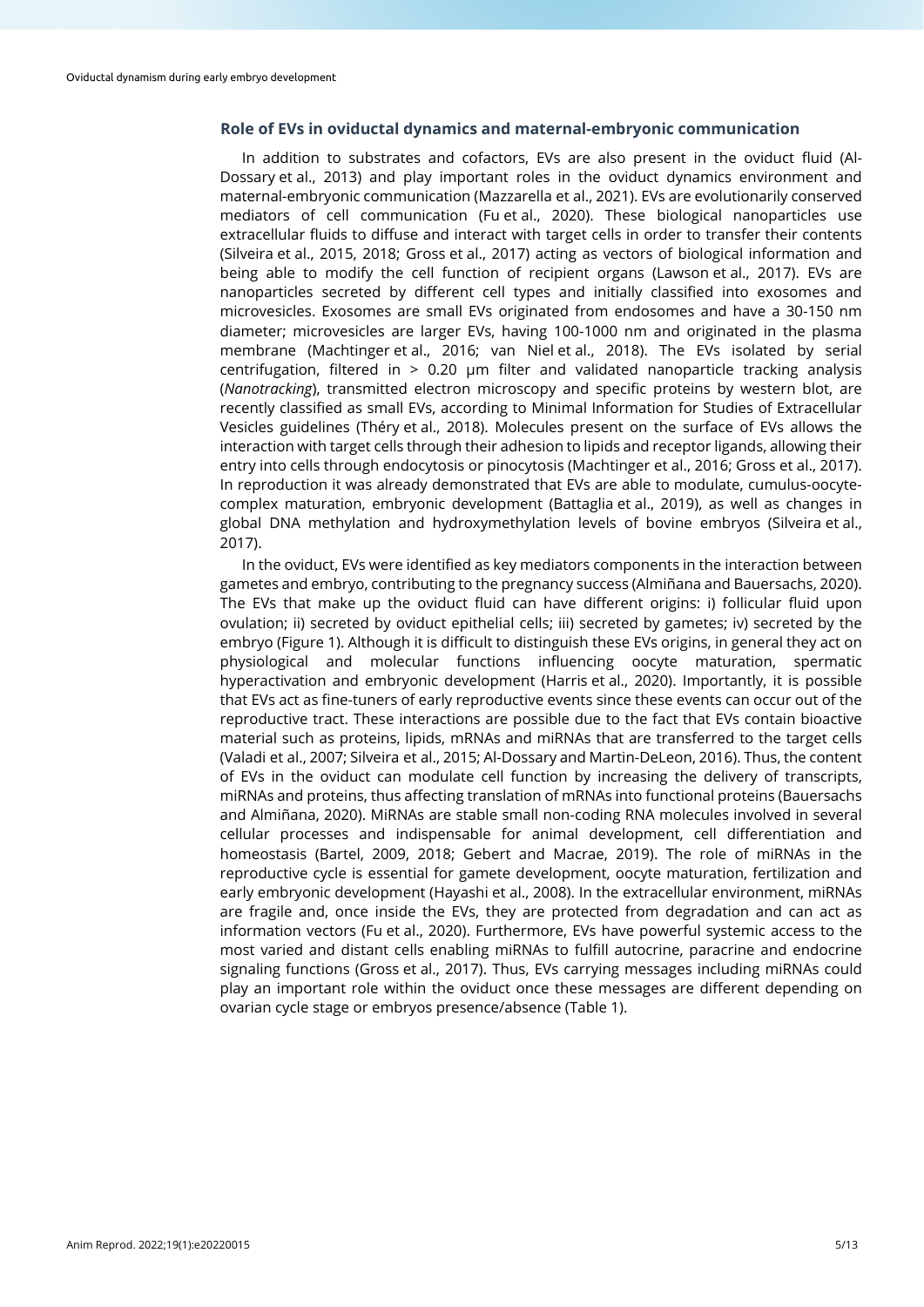### Role of EVs in oviductal dynamics and maternal-embryonic communication

In addition to substrates and cofactors, EVs are also present in the oviduct fluid (Al-Dossary et al., 2013) and play important roles in the oviduct dynamics environment and maternal-embryonic communication (Mazzarella et al., 2021). EVs are evolutionarily conserved mediators of cell communication (Fu et al., 2020). These biological nanoparticles use extracellular fluids to diffuse and interact with target cells in order to transfer their contents (Silveira et al., 2015, 2018; Gross et al., 2017) acting as vectors of biological information and being able to modify the cell function of recipient organs (Lawson et al., 2017). EVs are nanoparticles secreted by different cell types and initially classified into exosomes and microvesicles. Exosomes are small EVs originated from endosomes and have a 30-150 nm diameter; microvesicles are larger EVs, having 100-1000 nm and originated in the plasma membrane (Machtinger et al., 2016; van Niel et al., 2018). The EVs isolated by serial centrifugation, filtered in > 0.20 μm filter and validated nanoparticle tracking analysis (*Nanotracking*), transmitted electron microscopy and specific proteins by western blot, are recently classified as small EVs, according to Minimal Information for Studies of Extracellular Vesicles guidelines (Théry et al., 2018). Molecules present on the surface of EVs allows the interaction with target cells through their adhesion to lipids and receptor ligands, allowing their entry into cells through endocytosis or pinocytosis (Machtinger et al., 2016; Gross et al., 2017). In reproduction it was already demonstrated that EVs are able to modulate, cumulus-oocyte-complex maturation, embryonic development (Battaglia et al., 2019), as well as changes in global DNA methylation and hydroxymethylation levels of bovine embryos (Silveira et al., 2017).

In the oviduct, EVs were identified as key mediators components in the interaction between gametes and embryo, contributing to the pregnancy success (Almiñana and Bauersachs, 2020). The EVs that make up the oviduct fluid can have different origins: i) follicular fluid upon ovulation; ii) secreted by oviduct epithelial cells; iii) secreted by gametes; iv) secreted by the embryo (Figure 1). Although it is difficult to distinguish these EVs origins, in general they act on physiological and molecular functions influencing oocyte maturation, spermatic hyperactivation and embryonic development (Harris et al., 2020). Importantly, it is possible that EVs act as fine-tuners of early reproductive events since these events can occur out of the reproductive tract. These interactions are possible due to the fact that EVs contain bioactive material such as proteins, lipids, mRNAs and miRNAs that are transferred to the target cells (Valadi et al., 2007; Silveira et al., 2015; Al-Dossary and Martin-DeLeon, 2016). Thus, the content of EVs in the oviduct can modulate cell function by increasing the delivery of transcripts, miRNAs and proteins, thus affecting translation of mRNAs into functional proteins (Bauersachs and Almiñana, 2020). MiRNAs are stable small non-coding RNA molecules involved in several cellular processes and indispensable for animal development, cell differentiation and homeostasis (Bartel, 2009, 2018; Gebert and Macrae, 2019). The role of miRNAs in the reproductive cycle is essential for gamete development, oocyte maturation, fertilization and early embryonic development (Hayashi et al., 2008). In the extracellular environment, miRNAs are fragile and, once inside the EVs, they are protected from degradation and can act as information vectors (Fu et al., 2020). Furthermore, EVs have powerful systemic access to the most varied and distant cells enabling miRNAs to fulfill autocrine, paracrine and endocrine signaling functions (Gross et al., 2017). Thus, EVs carrying messages including miRNAs could play an important role within the oviduct once these messages are different depending on ovarian cycle stage or embryos presence/absence (Table 1).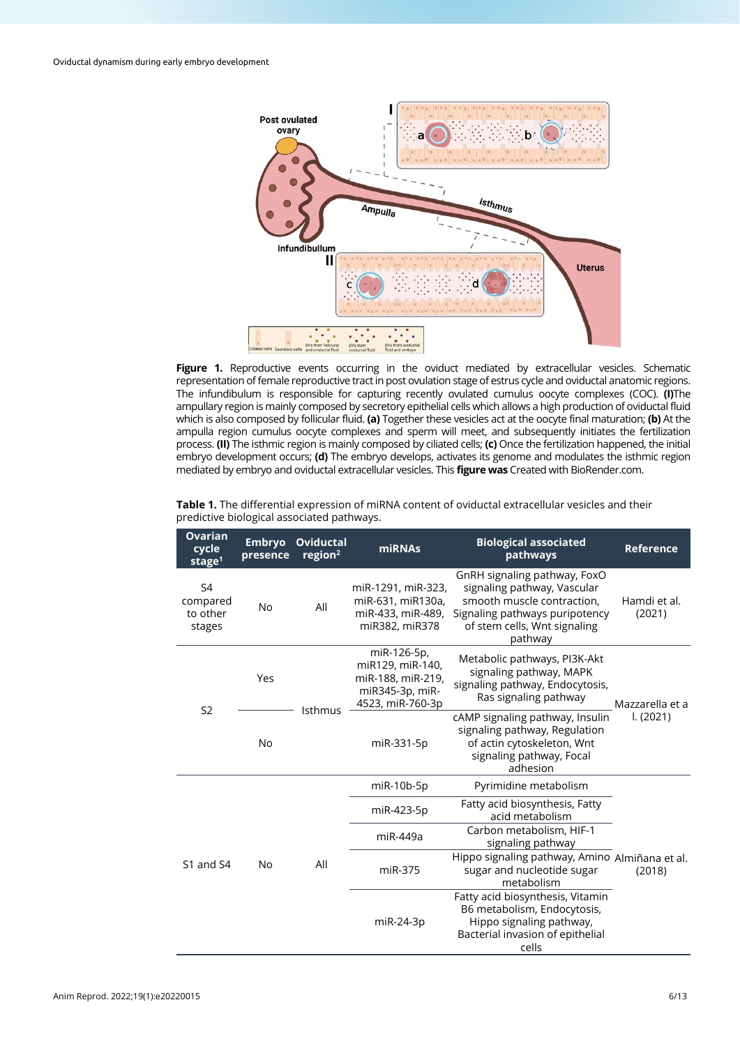**Figure 1.** Reproductive events occurring in the oviduct mediated by extracellular vesicles. Schematic representation of female reproductive tract in post ovulation stage of estrus cycle and oviductal anatomic regions. The infundibulum is responsible for capturing recently ovulated cumulus oocyte complexes (COC). **(I)** The ampullary region is mainly composed by secretory epithelial cells which allows a high production of oviductal fluid which is also composed by follicular fluid. **(a)** Together these vesicles act at the oocyte final maturation; **(b)** At the ampulla region cumulus oocyte complexes and sperm will meet, and subsequently initiates the fertilization process. **(II)** The isthmic region is mainly composed by ciliated cells; **(c)** Once the fertilization happened, the initial embryo development occurs; **(d)** The embryo develops, activates its genome and modulates the isthmic region mediated by embryo and oviductal extracellular vesicles. This **figure was** Created with BioRender.com.

**Table 1.** The differential expression of miRNA content of oviductal extracellular vesicles and their predictive biological associated pathways.

| Ovarian cycle stage[1] | Embryo presence | Oviductal region[2] | miRNAs | Biological associated pathways | Reference |
|---|---|---|---|---|---|
| S4 compared to other stages | No | All | miR-1291, miR-323, miR-631, miR130a, miR-433, miR-489, miR382, miR378 | GnRH signaling pathway, FoxO signaling pathway, Vascular smooth muscle contraction, Signaling pathways puripotency of stem cells, Wnt signaling pathway | Hamdi et al. (2021) |
| S2 | Yes | Isthmus | miR-126-5p, miR129, miR-140, miR-188, miR-219, miR345-3p, miR-4523, miR-760-3p | Metabolic pathways, PI3K-Akt signaling pathway, MAPK signaling pathway, Endocytosis, Ras signaling pathway | Mazzarella et a l. (2021) |
| | No | | miR-331-5p | cAMP signaling pathway, Insulin signaling pathway, Regulation of actin cytoskeleton, Wnt signaling pathway, Focal adhesion | |
| S1 and S4 | No | All | miR-10b-5p | Pyrimidine metabolism | Almiñana et al. (2018) |
| | | | miR-423-5p | Fatty acid biosynthesis, Fatty acid metabolism | |
| | | | miR-449a | Carbon metabolism, HIF-1 signaling pathway | |
| | | | miR-375 | Hippo signaling pathway, Amino sugar and nucleotide sugar metabolism | |
| | | | miR-24-3p | Fatty acid biosynthesis, Vitamin B6 metabolism, Endocytosis, Hippo signaling pathway, Bacterial invasion of epithelial cells | |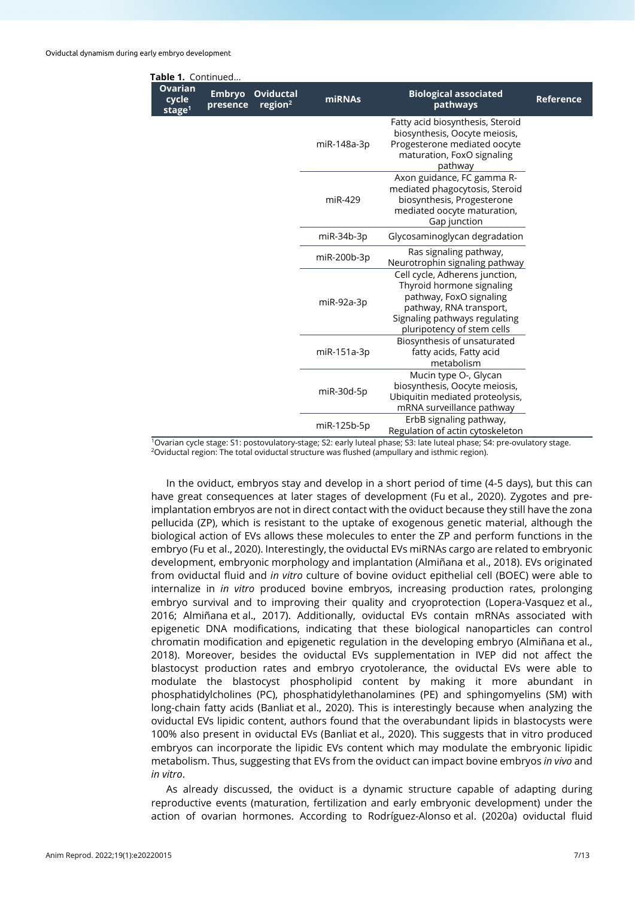**Table 1.** Continued...

| Ovarian cycle stage[1] | Embryo presence | Oviductal region[2] | miRNAs | Biological associated pathways | Reference |
|---|---|---|---|---|---|
| | | | miR-148a-3p | Fatty acid biosynthesis, Steroid biosynthesis, Oocyte meiosis, Progesterone mediated oocyte maturation, FoxO signaling pathway | |
| | | | miR-429 | Axon guidance, FC gamma R-mediated phagocytosis, Steroid biosynthesis, Progesterone mediated oocyte maturation, Gap junction | |
| | | | miR-34b-3p | Glycosaminoglycan degradation | |
| | | | miR-200b-3p | Ras signaling pathway, Neurotrophin signaling pathway | |
| | | | miR-92a-3p | Cell cycle, Adherens junction, Thyroid hormone signaling pathway, FoxO signaling pathway, RNA transport, Signaling pathways regulating pluripotency of stem cells | |
| | | | miR-151a-3p | Biosynthesis of unsaturated fatty acids, Fatty acid metabolism | |
| | | | miR-30d-5p | Mucin type O-, Glycan biosynthesis, Oocyte meiosis, Ubiquitin mediated proteolysis, mRNA surveillance pathway | |
| | | | miR-125b-5p | ErbB signaling pathway, Regulation of actin cytoskeleton | |

[1]Ovarian cycle stage: S1: postovulatory-stage; S2: early luteal phase; S3: late luteal phase; S4: pre-ovulatory stage.
[2]Oviductal region: The total oviductal structure was flushed (ampullary and isthmic region).

In the oviduct, embryos stay and develop in a short period of time (4-5 days), but this can have great consequences at later stages of development (Fu et al., 2020). Zygotes and pre-implantation embryos are not in direct contact with the oviduct because they still have the zona pellucida (ZP), which is resistant to the uptake of exogenous genetic material, although the biological action of EVs allows these molecules to enter the ZP and perform functions in the embryo (Fu et al., 2020). Interestingly, the oviductal EVs miRNAs cargo are related to embryonic development, embryonic morphology and implantation (Almiñana et al., 2018). EVs originated from oviductal fluid and *in vitro* culture of bovine oviduct epithelial cell (BOEC) were able to internalize in *in vitro* produced bovine embryos, increasing production rates, prolonging embryo survival and to improving their quality and cryoprotection (Lopera-Vasquez et al., 2016; Almiñana et al., 2017). Additionally, oviductal EVs contain mRNAs associated with epigenetic DNA modifications, indicating that these biological nanoparticles can control chromatin modification and epigenetic regulation in the developing embryo (Almiñana et al., 2018). Moreover, besides the oviductal EVs supplementation in IVEP did not affect the blastocyst production rates and embryo cryotolerance, the oviductal EVs were able to modulate the blastocyst phospholipid content by making it more abundant in phosphatidylcholines (PC), phosphatidylethanolamines (PE) and sphingomyelins (SM) with long-chain fatty acids (Banliat et al., 2020). This is interestingly because when analyzing the oviductal EVs lipidic content, authors found that the overabundant lipids in blastocysts were 100% also present in oviductal EVs (Banliat et al., 2020). This suggests that in vitro produced embryos can incorporate the lipidic EVs content which may modulate the embryonic lipidic metabolism. Thus, suggesting that EVs from the oviduct can impact bovine embryos *in vivo* and *in vitro*.

As already discussed, the oviduct is a dynamic structure capable of adapting during reproductive events (maturation, fertilization and early embryonic development) under the action of ovarian hormones. According to Rodríguez-Alonso et al. (2020a) oviductal fluid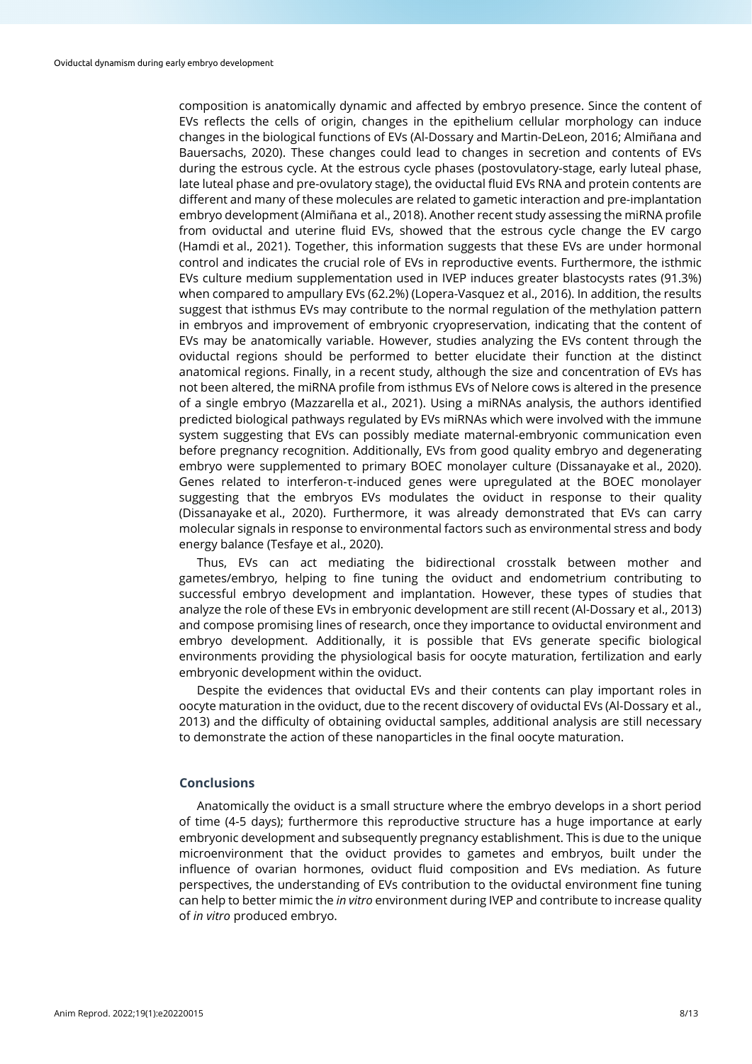composition is anatomically dynamic and affected by embryo presence. Since the content of EVs reflects the cells of origin, changes in the epithelium cellular morphology can induce changes in the biological functions of EVs (Al-Dossary and Martin-DeLeon, 2016; Almiñana and Bauersachs, 2020). These changes could lead to changes in secretion and contents of EVs during the estrous cycle. At the estrous cycle phases (postovulatory-stage, early luteal phase, late luteal phase and pre-ovulatory stage), the oviductal fluid EVs RNA and protein contents are different and many of these molecules are related to gametic interaction and pre-implantation embryo development (Almiñana et al., 2018). Another recent study assessing the miRNA profile from oviductal and uterine fluid EVs, showed that the estrous cycle change the EV cargo (Hamdi et al., 2021). Together, this information suggests that these EVs are under hormonal control and indicates the crucial role of EVs in reproductive events. Furthermore, the isthmic EVs culture medium supplementation used in IVEP induces greater blastocysts rates (91.3%) when compared to ampullary EVs (62.2%) (Lopera-Vasquez et al., 2016). In addition, the results suggest that isthmus EVs may contribute to the normal regulation of the methylation pattern in embryos and improvement of embryonic cryopreservation, indicating that the content of EVs may be anatomically variable. However, studies analyzing the EVs content through the oviductal regions should be performed to better elucidate their function at the distinct anatomical regions. Finally, in a recent study, although the size and concentration of EVs has not been altered, the miRNA profile from isthmus EVs of Nelore cows is altered in the presence of a single embryo (Mazzarella et al., 2021). Using a miRNAs analysis, the authors identified predicted biological pathways regulated by EVs miRNAs which were involved with the immune system suggesting that EVs can possibly mediate maternal-embryonic communication even before pregnancy recognition. Additionally, EVs from good quality embryo and degenerating embryo were supplemented to primary BOEC monolayer culture (Dissanayake et al., 2020). Genes related to interferon-τ-induced genes were upregulated at the BOEC monolayer suggesting that the embryos EVs modulates the oviduct in response to their quality (Dissanayake et al., 2020). Furthermore, it was already demonstrated that EVs can carry molecular signals in response to environmental factors such as environmental stress and body energy balance (Tesfaye et al., 2020).

Thus, EVs can act mediating the bidirectional crosstalk between mother and gametes/embryo, helping to fine tuning the oviduct and endometrium contributing to successful embryo development and implantation. However, these types of studies that analyze the role of these EVs in embryonic development are still recent (Al-Dossary et al., 2013) and compose promising lines of research, once they importance to oviductal environment and embryo development. Additionally, it is possible that EVs generate specific biological environments providing the physiological basis for oocyte maturation, fertilization and early embryonic development within the oviduct.

Despite the evidences that oviductal EVs and their contents can play important roles in oocyte maturation in the oviduct, due to the recent discovery of oviductal EVs (Al-Dossary et al., 2013) and the difficulty of obtaining oviductal samples, additional analysis are still necessary to demonstrate the action of these nanoparticles in the final oocyte maturation.

## Conclusions

Anatomically the oviduct is a small structure where the embryo develops in a short period of time (4-5 days); furthermore this reproductive structure has a huge importance at early embryonic development and subsequently pregnancy establishment. This is due to the unique microenvironment that the oviduct provides to gametes and embryos, built under the influence of ovarian hormones, oviduct fluid composition and EVs mediation. As future perspectives, the understanding of EVs contribution to the oviductal environment fine tuning can help to better mimic the *in vitro* environment during IVEP and contribute to increase quality of *in vitro* produced embryo.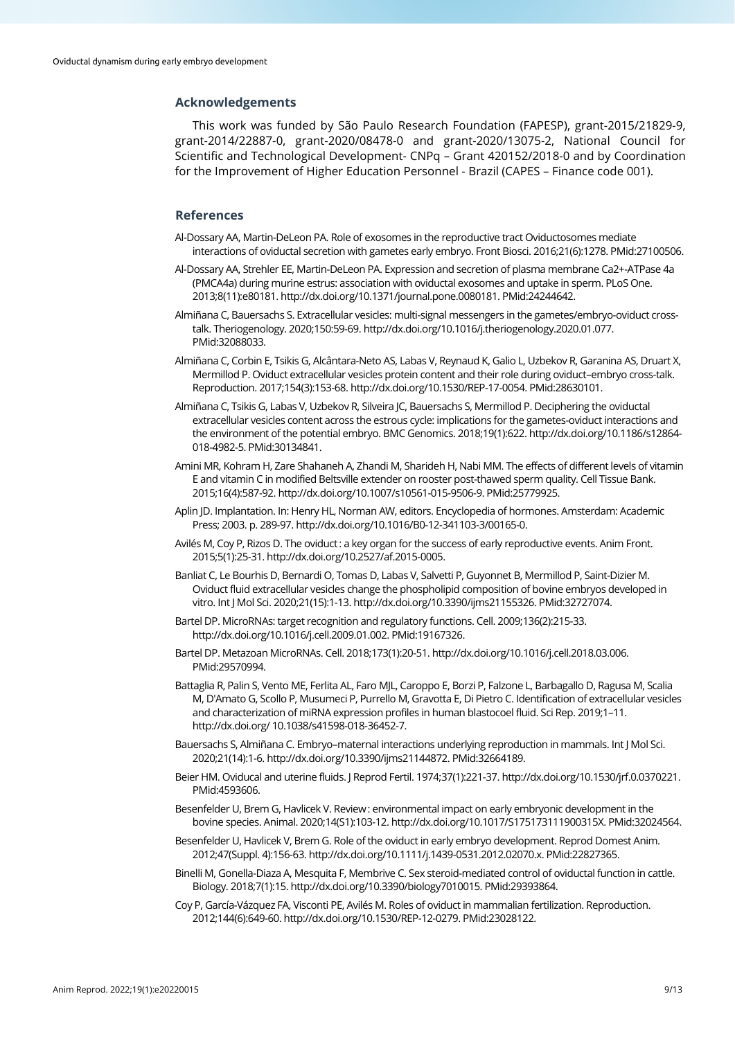## Acknowledgements

This work was funded by São Paulo Research Foundation (FAPESP), grant-2015/21829-9, grant-2014/22887-0, grant-2020/08478-0 and grant-2020/13075-2, National Council for Scientific and Technological Development- CNPq – Grant 420152/2018-0 and by Coordination for the Improvement of Higher Education Personnel - Brazil (CAPES – Finance code 001).

## References

Al-Dossary AA, Martin-DeLeon PA. Role of exosomes in the reproductive tract Oviductosomes mediate interactions of oviductal secretion with gametes early embryo. Front Biosci. 2016;21(6):1278. PMid:27100506.

Al-Dossary AA, Strehler EE, Martin-DeLeon PA. Expression and secretion of plasma membrane Ca2+-ATPase 4a (PMCA4a) during murine estrus: association with oviductal exosomes and uptake in sperm. PLoS One. 2013;8(11):e80181. http://dx.doi.org/10.1371/journal.pone.0080181. PMid:24244642.

Almiñana C, Bauersachs S. Extracellular vesicles: multi-signal messengers in the gametes/embryo-oviduct cross-talk. Theriogenology. 2020;150:59-69. http://dx.doi.org/10.1016/j.theriogenology.2020.01.077. PMid:32088033.

Almiñana C, Corbin E, Tsikis G, Alcântara-Neto AS, Labas V, Reynaud K, Galio L, Uzbekov R, Garanina AS, Druart X, Mermillod P. Oviduct extracellular vesicles protein content and their role during oviduct–embryo cross-talk. Reproduction. 2017;154(3):153-68. http://dx.doi.org/10.1530/REP-17-0054. PMid:28630101.

Almiñana C, Tsikis G, Labas V, Uzbekov R, Silveira JC, Bauersachs S, Mermillod P. Deciphering the oviductal extracellular vesicles content across the estrous cycle: implications for the gametes-oviduct interactions and the environment of the potential embryo. BMC Genomics. 2018;19(1):622. http://dx.doi.org/10.1186/s12864-018-4982-5. PMid:30134841.

Amini MR, Kohram H, Zare Shahaneh A, Zhandi M, Sharideh H, Nabi MM. The effects of different levels of vitamin E and vitamin C in modified Beltsville extender on rooster post-thawed sperm quality. Cell Tissue Bank. 2015;16(4):587-92. http://dx.doi.org/10.1007/s10561-015-9506-9. PMid:25779925.

Aplin JD. Implantation. In: Henry HL, Norman AW, editors. Encyclopedia of hormones. Amsterdam: Academic Press; 2003. p. 289-97. http://dx.doi.org/10.1016/B0-12-341103-3/00165-0.

Avilés M, Coy P, Rizos D. The oviduct : a key organ for the success of early reproductive events. Anim Front. 2015;5(1):25-31. http://dx.doi.org/10.2527/af.2015-0005.

Banliat C, Le Bourhis D, Bernardi O, Tomas D, Labas V, Salvetti P, Guyonnet B, Mermillod P, Saint-Dizier M. Oviduct fluid extracellular vesicles change the phospholipid composition of bovine embryos developed in vitro. Int J Mol Sci. 2020;21(15):1-13. http://dx.doi.org/10.3390/ijms21155326. PMid:32727074.

Bartel DP. MicroRNAs: target recognition and regulatory functions. Cell. 2009;136(2):215-33. http://dx.doi.org/10.1016/j.cell.2009.01.002. PMid:19167326.

Bartel DP. Metazoan MicroRNAs. Cell. 2018;173(1):20-51. http://dx.doi.org/10.1016/j.cell.2018.03.006. PMid:29570994.

Battaglia R, Palin S, Vento ME, Ferlita AL, Faro MJL, Caroppo E, Borzi P, Falzone L, Barbagallo D, Ragusa M, Scalia M, D'Amato G, Scollo P, Musumeci P, Purrello M, Gravotta E, Di Pietro C. Identification of extracellular vesicles and characterization of miRNA expression profiles in human blastocoel fluid. Sci Rep. 2019;1–11. http://dx.doi.org/ 10.1038/s41598-018-36452-7.

Bauersachs S, Almiñana C. Embryo–maternal interactions underlying reproduction in mammals. Int J Mol Sci. 2020;21(14):1-6. http://dx.doi.org/10.3390/ijms21144872. PMid:32664189.

Beier HM. Oviducal and uterine fluids. J Reprod Fertil. 1974;37(1):221-37. http://dx.doi.org/10.1530/jrf.0.0370221. PMid:4593606.

Besenfelder U, Brem G, Havlicek V. Review : environmental impact on early embryonic development in the bovine species. Animal. 2020;14(S1):103-12. http://dx.doi.org/10.1017/S175173111900315X. PMid:32024564.

Besenfelder U, Havlicek V, Brem G. Role of the oviduct in early embryo development. Reprod Domest Anim. 2012;47(Suppl. 4):156-63. http://dx.doi.org/10.1111/j.1439-0531.2012.02070.x. PMid:22827365.

Binelli M, Gonella-Diaza A, Mesquita F, Membrive C. Sex steroid-mediated control of oviductal function in cattle. Biology. 2018;7(1):15. http://dx.doi.org/10.3390/biology7010015. PMid:29393864.

Coy P, García-Vázquez FA, Visconti PE, Avilés M. Roles of oviduct in mammalian fertilization. Reproduction. 2012;144(6):649-60. http://dx.doi.org/10.1530/REP-12-0279. PMid:23028122.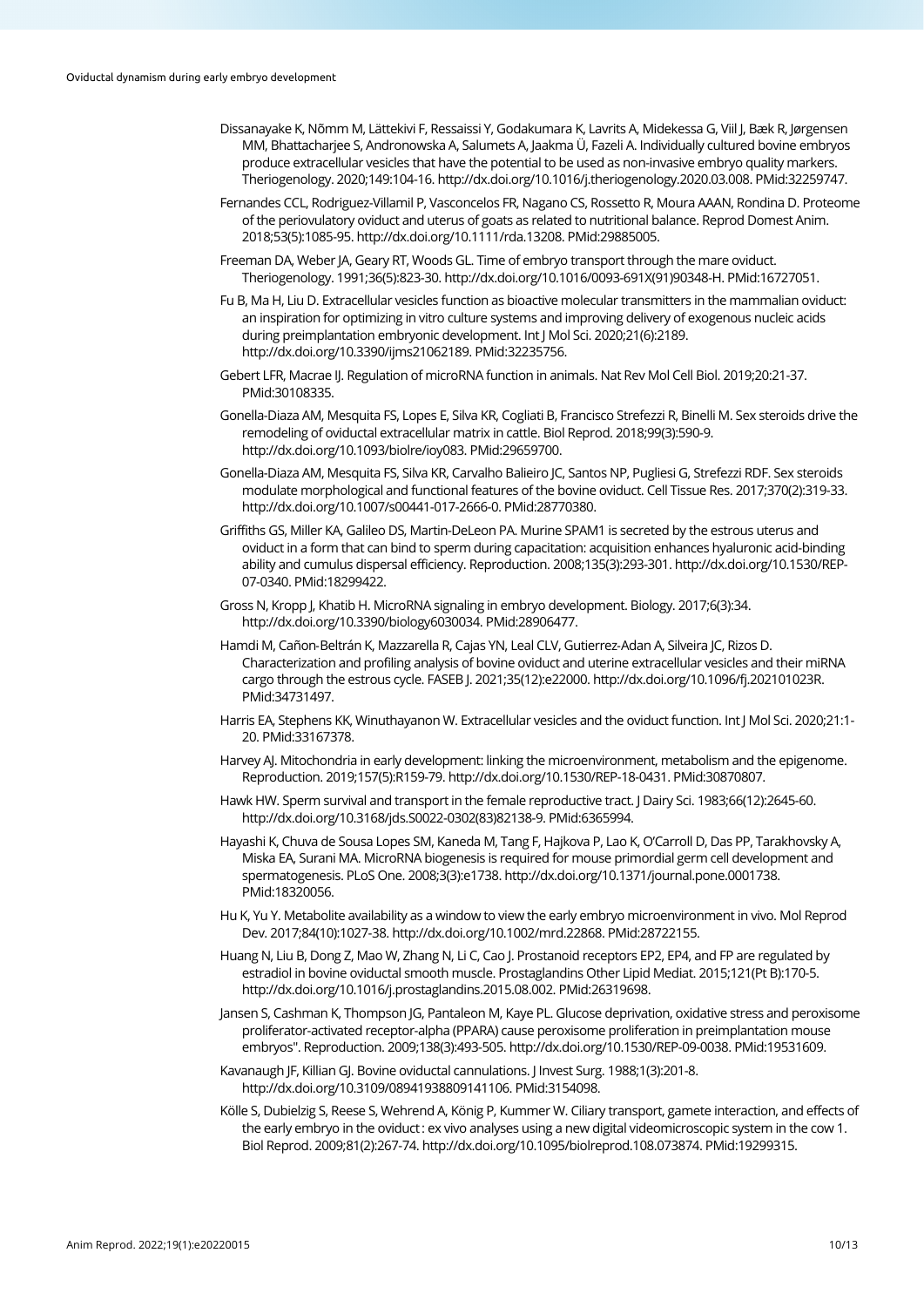Dissanayake K, Nõmm M, Lättekivi F, Ressaissi Y, Godakumara K, Lavrits A, Midekessa G, Viil J, Bæk R, Jørgensen MM, Bhattacharjee S, Andronowska A, Salumets A, Jaakma Ü, Fazeli A. Individually cultured bovine embryos produce extracellular vesicles that have the potential to be used as non-invasive embryo quality markers. Theriogenology. 2020;149:104-16. http://dx.doi.org/10.1016/j.theriogenology.2020.03.008. PMid:32259747.

Fernandes CCL, Rodriguez-Villamil P, Vasconcelos FR, Nagano CS, Rossetto R, Moura AAAN, Rondina D. Proteome of the periovulatory oviduct and uterus of goats as related to nutritional balance. Reprod Domest Anim. 2018;53(5):1085-95. http://dx.doi.org/10.1111/rda.13208. PMid:29885005.

Freeman DA, Weber JA, Geary RT, Woods GL. Time of embryo transport through the mare oviduct. Theriogenology. 1991;36(5):823-30. http://dx.doi.org/10.1016/0093-691X(91)90348-H. PMid:16727051.

Fu B, Ma H, Liu D. Extracellular vesicles function as bioactive molecular transmitters in the mammalian oviduct: an inspiration for optimizing in vitro culture systems and improving delivery of exogenous nucleic acids during preimplantation embryonic development. Int J Mol Sci. 2020;21(6):2189. http://dx.doi.org/10.3390/ijms21062189. PMid:32235756.

Gebert LFR, Macrae IJ. Regulation of microRNA function in animals. Nat Rev Mol Cell Biol. 2019;20:21-37. PMid:30108335.

Gonella-Diaza AM, Mesquita FS, Lopes E, Silva KR, Cogliati B, Francisco Strefezzi R, Binelli M. Sex steroids drive the remodeling of oviductal extracellular matrix in cattle. Biol Reprod. 2018;99(3):590-9. http://dx.doi.org/10.1093/biolre/ioy083. PMid:29659700.

Gonella-Diaza AM, Mesquita FS, Silva KR, Carvalho Balieiro JC, Santos NP, Pugliesi G, Strefezzi RDF. Sex steroids modulate morphological and functional features of the bovine oviduct. Cell Tissue Res. 2017;370(2):319-33. http://dx.doi.org/10.1007/s00441-017-2666-0. PMid:28770380.

Griffiths GS, Miller KA, Galileo DS, Martin-DeLeon PA. Murine SPAM1 is secreted by the estrous uterus and oviduct in a form that can bind to sperm during capacitation: acquisition enhances hyaluronic acid-binding ability and cumulus dispersal efficiency. Reproduction. 2008;135(3):293-301. http://dx.doi.org/10.1530/REP-07-0340. PMid:18299422.

Gross N, Kropp J, Khatib H. MicroRNA signaling in embryo development. Biology. 2017;6(3):34. http://dx.doi.org/10.3390/biology6030034. PMid:28906477.

Hamdi M, Cañon-Beltrán K, Mazzarella R, Cajas YN, Leal CLV, Gutierrez-Adan A, Silveira JC, Rizos D. Characterization and profiling analysis of bovine oviduct and uterine extracellular vesicles and their miRNA cargo through the estrous cycle. FASEB J. 2021;35(12):e22000. http://dx.doi.org/10.1096/fj.202101023R. PMid:34731497.

Harris EA, Stephens KK, Winuthayanon W. Extracellular vesicles and the oviduct function. Int J Mol Sci. 2020;21:1-20. PMid:33167378.

Harvey AJ. Mitochondria in early development: linking the microenvironment, metabolism and the epigenome. Reproduction. 2019;157(5):R159-79. http://dx.doi.org/10.1530/REP-18-0431. PMid:30870807.

Hawk HW. Sperm survival and transport in the female reproductive tract. J Dairy Sci. 1983;66(12):2645-60. http://dx.doi.org/10.3168/jds.S0022-0302(83)82138-9. PMid:6365994.

Hayashi K, Chuva de Sousa Lopes SM, Kaneda M, Tang F, Hajkova P, Lao K, O'Carroll D, Das PP, Tarakhovsky A, Miska EA, Surani MA. MicroRNA biogenesis is required for mouse primordial germ cell development and spermatogenesis. PLoS One. 2008;3(3):e1738. http://dx.doi.org/10.1371/journal.pone.0001738. PMid:18320056.

Hu K, Yu Y. Metabolite availability as a window to view the early embryo microenvironment in vivo. Mol Reprod Dev. 2017;84(10):1027-38. http://dx.doi.org/10.1002/mrd.22868. PMid:28722155.

Huang N, Liu B, Dong Z, Mao W, Zhang N, Li C, Cao J. Prostanoid receptors EP2, EP4, and FP are regulated by estradiol in bovine oviductal smooth muscle. Prostaglandins Other Lipid Mediat. 2015;121(Pt B):170-5. http://dx.doi.org/10.1016/j.prostaglandins.2015.08.002. PMid:26319698.

Jansen S, Cashman K, Thompson JG, Pantaleon M, Kaye PL. Glucose deprivation, oxidative stress and peroxisome proliferator-activated receptor-alpha (PPARA) cause peroxisome proliferation in preimplantation mouse embryos". Reproduction. 2009;138(3):493-505. http://dx.doi.org/10.1530/REP-09-0038. PMid:19531609.

Kavanaugh JF, Killian GJ. Bovine oviductal cannulations. J Invest Surg. 1988;1(3):201-8. http://dx.doi.org/10.3109/08941938809141106. PMid:3154098.

Kölle S, Dubielzig S, Reese S, Wehrend A, König P, Kummer W. Ciliary transport, gamete interaction, and effects of the early embryo in the oviduct : ex vivo analyses using a new digital videomicroscopic system in the cow 1. Biol Reprod. 2009;81(2):267-74. http://dx.doi.org/10.1095/biolreprod.108.073874. PMid:19299315.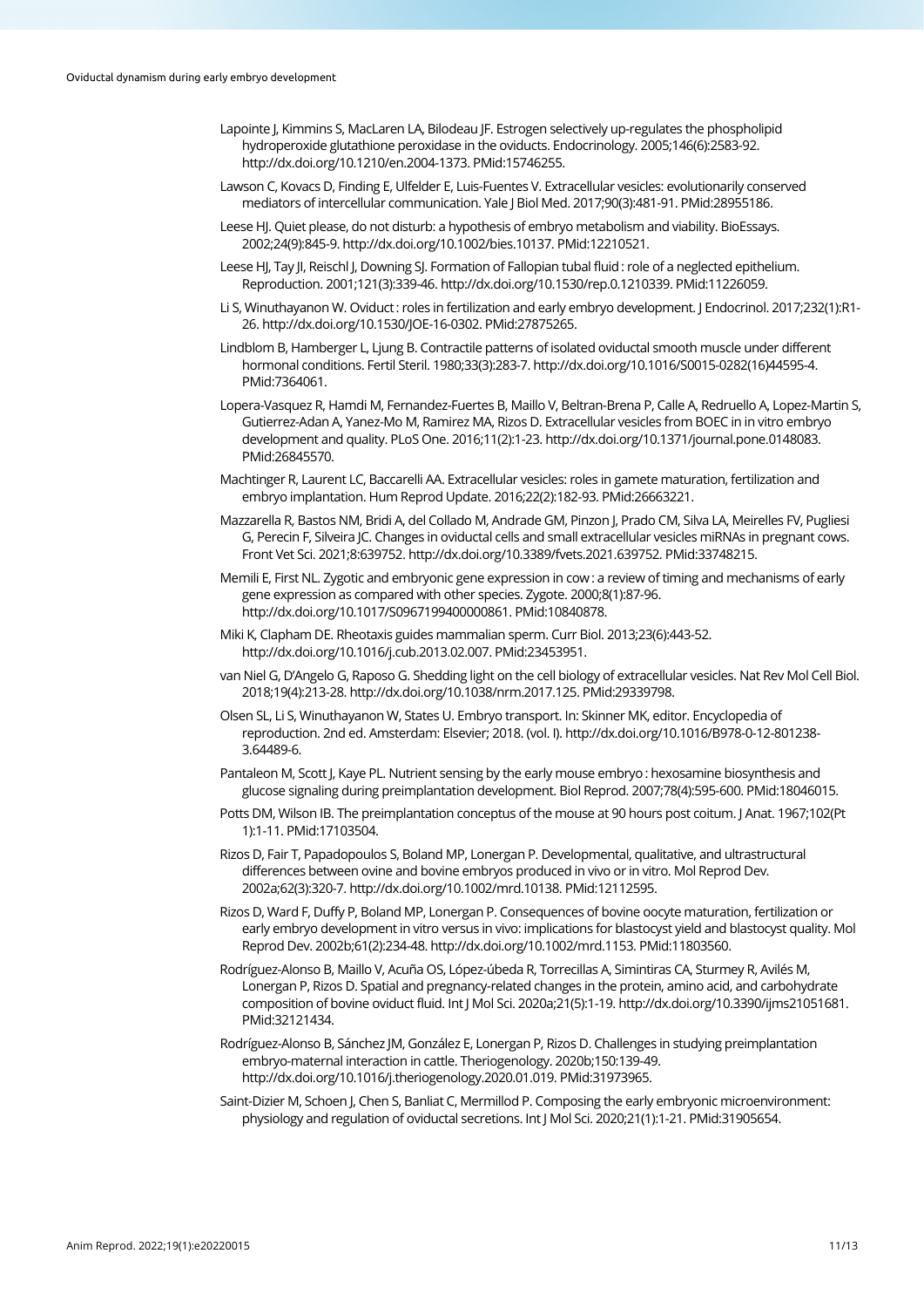Lapointe J, Kimmins S, MacLaren LA, Bilodeau JF. Estrogen selectively up-regulates the phospholipid hydroperoxide glutathione peroxidase in the oviducts. Endocrinology. 2005;146(6):2583-92. http://dx.doi.org/10.1210/en.2004-1373. PMid:15746255.

Lawson C, Kovacs D, Finding E, Ulfelder E, Luis-Fuentes V. Extracellular vesicles: evolutionarily conserved mediators of intercellular communication. Yale J Biol Med. 2017;90(3):481-91. PMid:28955186.

Leese HJ. Quiet please, do not disturb: a hypothesis of embryo metabolism and viability. BioEssays. 2002;24(9):845-9. http://dx.doi.org/10.1002/bies.10137. PMid:12210521.

Leese HJ, Tay JI, Reischl J, Downing SJ. Formation of Fallopian tubal fluid : role of a neglected epithelium. Reproduction. 2001;121(3):339-46. http://dx.doi.org/10.1530/rep.0.1210339. PMid:11226059.

Li S, Winuthayanon W. Oviduct : roles in fertilization and early embryo development. J Endocrinol. 2017;232(1):R1-26. http://dx.doi.org/10.1530/JOE-16-0302. PMid:27875265.

Lindblom B, Hamberger L, Ljung B. Contractile patterns of isolated oviductal smooth muscle under different hormonal conditions. Fertil Steril. 1980;33(3):283-7. http://dx.doi.org/10.1016/S0015-0282(16)44595-4. PMid:7364061.

Lopera-Vasquez R, Hamdi M, Fernandez-Fuertes B, Maillo V, Beltran-Brena P, Calle A, Redruello A, Lopez-Martin S, Gutierrez-Adan A, Yanez-Mo M, Ramirez MA, Rizos D. Extracellular vesicles from BOEC in in vitro embryo development and quality. PLoS One. 2016;11(2):1-23. http://dx.doi.org/10.1371/journal.pone.0148083. PMid:26845570.

Machtinger R, Laurent LC, Baccarelli AA. Extracellular vesicles: roles in gamete maturation, fertilization and embryo implantation. Hum Reprod Update. 2016;22(2):182-93. PMid:26663221.

Mazzarella R, Bastos NM, Bridi A, del Collado M, Andrade GM, Pinzon J, Prado CM, Silva LA, Meirelles FV, Pugliesi G, Perecin F, Silveira JC. Changes in oviductal cells and small extracellular vesicles miRNAs in pregnant cows. Front Vet Sci. 2021;8:639752. http://dx.doi.org/10.3389/fvets.2021.639752. PMid:33748215.

Memili E, First NL. Zygotic and embryonic gene expression in cow : a review of timing and mechanisms of early gene expression as compared with other species. Zygote. 2000;8(1):87-96. http://dx.doi.org/10.1017/S0967199400000861. PMid:10840878.

Miki K, Clapham DE. Rheotaxis guides mammalian sperm. Curr Biol. 2013;23(6):443-52. http://dx.doi.org/10.1016/j.cub.2013.02.007. PMid:23453951.

van Niel G, D'Angelo G, Raposo G. Shedding light on the cell biology of extracellular vesicles. Nat Rev Mol Cell Biol. 2018;19(4):213-28. http://dx.doi.org/10.1038/nrm.2017.125. PMid:29339798.

Olsen SL, Li S, Winuthayanon W, States U. Embryo transport. In: Skinner MK, editor. Encyclopedia of reproduction. 2nd ed. Amsterdam: Elsevier; 2018. (vol. I). http://dx.doi.org/10.1016/B978-0-12-801238-3.64489-6.

Pantaleon M, Scott J, Kaye PL. Nutrient sensing by the early mouse embryo : hexosamine biosynthesis and glucose signaling during preimplantation development. Biol Reprod. 2007;78(4):595-600. PMid:18046015.

Potts DM, Wilson IB. The preimplantation conceptus of the mouse at 90 hours post coitum. J Anat. 1967;102(Pt 1):1-11. PMid:17103504.

Rizos D, Fair T, Papadopoulos S, Boland MP, Lonergan P. Developmental, qualitative, and ultrastructural differences between ovine and bovine embryos produced in vivo or in vitro. Mol Reprod Dev. 2002a;62(3):320-7. http://dx.doi.org/10.1002/mrd.10138. PMid:12112595.

Rizos D, Ward F, Duffy P, Boland MP, Lonergan P. Consequences of bovine oocyte maturation, fertilization or early embryo development in vitro versus in vivo: implications for blastocyst yield and blastocyst quality. Mol Reprod Dev. 2002b;61(2):234-48. http://dx.doi.org/10.1002/mrd.1153. PMid:11803560.

Rodríguez-Alonso B, Maillo V, Acuña OS, López-úbeda R, Torrecillas A, Simintiras CA, Sturmey R, Avilés M, Lonergan P, Rizos D. Spatial and pregnancy-related changes in the protein, amino acid, and carbohydrate composition of bovine oviduct fluid. Int J Mol Sci. 2020a;21(5):1-19. http://dx.doi.org/10.3390/ijms21051681. PMid:32121434.

Rodríguez-Alonso B, Sánchez JM, González E, Lonergan P, Rizos D. Challenges in studying preimplantation embryo-maternal interaction in cattle. Theriogenology. 2020b;150:139-49. http://dx.doi.org/10.1016/j.theriogenology.2020.01.019. PMid:31973965.

Saint-Dizier M, Schoen J, Chen S, Banliat C, Mermillod P. Composing the early embryonic microenvironment: physiology and regulation of oviductal secretions. Int J Mol Sci. 2020;21(1):1-21. PMid:31905654.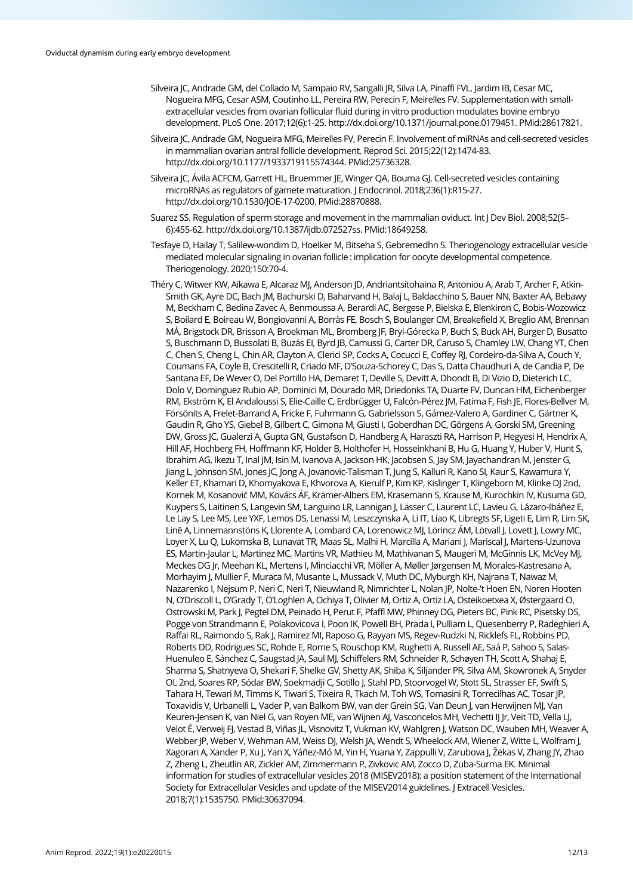Silveira JC, Andrade GM, del Collado M, Sampaio RV, Sangalli JR, Silva LA, Pinaffi FVL, Jardim IB, Cesar MC, Nogueira MFG, Cesar ASM, Coutinho LL, Pereira RW, Perecin F, Meirelles FV. Supplementation with small-extracellular vesicles from ovarian follicular fluid during in vitro production modulates bovine embryo development. PLoS One. 2017;12(6):1-25. http://dx.doi.org/10.1371/journal.pone.0179451. PMid:28617821.

Silveira JC, Andrade GM, Nogueira MFG, Meirelles FV, Perecin F. Involvement of miRNAs and cell-secreted vesicles in mammalian ovarian antral follicle development. Reprod Sci. 2015;22(12):1474-83. http://dx.doi.org/10.1177/1933719115574344. PMid:25736328.

Silveira JC, Ávila ACFCM, Garrett HL, Bruemmer JE, Winger QA, Bouma GJ. Cell-secreted vesicles containing microRNAs as regulators of gamete maturation. J Endocrinol. 2018;236(1):R15-27. http://dx.doi.org/10.1530/JOE-17-0200. PMid:28870888.

Suarez SS. Regulation of sperm storage and movement in the mammalian oviduct. Int J Dev Biol. 2008;52(5–6):455-62. http://dx.doi.org/10.1387/ijdb.072527ss. PMid:18649258.

Tesfaye D, Hailay T, Salilew-wondim D, Hoelker M, Bitseha S, Gebremedhn S. Theriogenology extracellular vesicle mediated molecular signaling in ovarian follicle : implication for oocyte developmental competence. Theriogenology. 2020;150:70-4.

Théry C, Witwer KW, Aikawa E, Alcaraz MJ, Anderson JD, Andriantsitohaina R, Antoniou A, Arab T, Archer F, Atkin-Smith GK, Ayre DC, Bach JM, Bachurski D, Baharvand H, Balaj L, Baldacchino S, Bauer NN, Baxter AA, Bebawy M, Beckham C, Bedina Zavec A, Benmoussa A, Berardi AC, Bergese P, Bielska E, Blenkiron C, Bobis-Wozowicz S, Boilard E, Boireau W, Bongiovanni A, Borràs FE, Bosch S, Boulanger CM, Breakefield X, Breglio AM, Brennan MÁ, Brigstock DR, Brisson A, Broekman ML, Bromberg JF, Bryl-Górecka P, Buch S, Buck AH, Burger D, Busatto S, Buschmann D, Bussolati B, Buzás EI, Byrd JB, Camussi G, Carter DR, Caruso S, Chamley LW, Chang YT, Chen C, Chen S, Cheng L, Chin AR, Clayton A, Clerici SP, Cocks A, Cocucci E, Coffey RJ, Cordeiro-da-Silva A, Couch Y, Coumans FA, Coyle B, Crescitelli R, Criado MF, D'Souza-Schorey C, Das S, Datta Chaudhuri A, de Candia P, De Santana EF, De Wever O, Del Portillo HA, Demaret T, Deville S, Devitt A, Dhondt B, Di Vizio D, Dieterich LC, Dolo V, Dominguez Rubio AP, Dominici M, Dourado MR, Driedonks TA, Duarte FV, Duncan HM, Eichenberger RM, Ekström K, El Andaloussi S, Elie-Caille C, Erdbrügger U, Falcón-Pérez JM, Fatima F, Fish JE, Flores-Bellver M, Försönits A, Frelet-Barrand A, Fricke F, Fuhrmann G, Gabrielsson S, Gámez-Valero A, Gardiner C, Gärtner K, Gaudin R, Gho YS, Giebel B, Gilbert C, Gimona M, Giusti I, Goberdhan DC, Görgens A, Gorski SM, Greening DW, Gross JC, Gualerzi A, Gupta GN, Gustafson D, Handberg A, Haraszti RA, Harrison P, Hegyesi H, Hendrix A, Hill AF, Hochberg FH, Hoffmann KF, Holder B, Holthofer H, Hosseinkhani B, Hu G, Huang Y, Huber V, Hunt S, Ibrahim AG, Ikezu T, Inal JM, Isin M, Ivanova A, Jackson HK, Jacobsen S, Jay SM, Jayachandran M, Jenster G, Jiang L, Johnson SM, Jones JC, Jong A, Jovanovic-Talisman T, Jung S, Kalluri R, Kano SI, Kaur S, Kawamura Y, Keller ET, Khamari D, Khomyakova E, Khvorova A, Kierulf P, Kim KP, Kislinger T, Klingeborn M, Klinke DJ 2nd, Kornek M, Kosanović MM, Kovács ÁF, Krämer-Albers EM, Krasemann S, Krause M, Kurochkin IV, Kusuma GD, Kuypers S, Laitinen S, Langevin SM, Languino LR, Lannigan J, Lässer C, Laurent LC, Lavieu G, Lázaro-Ibáñez E, Le Lay S, Lee MS, Lee YXF, Lemos DS, Lenassi M, Leszczynska A, Li IT, Liao K, Libregts SF, Ligeti E, Lim R, Lim SK, Linē A, Linnemannstöns K, Llorente A, Lombard CA, Lorenowicz MJ, Lörincz ÁM, Lötvall J, Lovett J, Lowry MC, Loyer X, Lu Q, Lukomska B, Lunavat TR, Maas SL, Malhi H, Marcilla A, Mariani J, Mariscal J, Martens-Uzunova ES, Martin-Jaular L, Martinez MC, Martins VR, Mathieu M, Mathivanan S, Maugeri M, McGinnis LK, McVey MJ, Meckes DG Jr, Meehan KL, Mertens I, Minciacchi VR, Möller A, Møller Jørgensen M, Morales-Kastresana A, Morhayim J, Mullier F, Muraca M, Musante L, Mussack V, Muth DC, Myburgh KH, Najrana T, Nawaz M, Nazarenko I, Nejsum P, Neri C, Neri T, Nieuwland R, Nimrichter L, Nolan JP, Nolte-'t Hoen EN, Noren Hooten N, O'Driscoll L, O'Grady T, O'Loghlen A, Ochiya T, Olivier M, Ortiz A, Ortiz LA, Osteikoetxea X, Østergaard O, Ostrowski M, Park J, Pegtel DM, Peinado H, Perut F, Pfaffl MW, Phinney DG, Pieters BC, Pink RC, Pisetsky DS, Pogge von Strandmann E, Polakovicova I, Poon IK, Powell BH, Prada I, Pulliam L, Quesenberry P, Radeghieri A, Raffai RL, Raimondo S, Rak J, Ramirez MI, Raposo G, Rayyan MS, Regev-Rudzki N, Ricklefs FL, Robbins PD, Roberts DD, Rodrigues SC, Rohde E, Rome S, Rouschop KM, Rughetti A, Russell AE, Saá P, Sahoo S, Salas-Huenuleo E, Sánchez C, Saugstad JA, Saul MJ, Schiffelers RM, Schneider R, Schøyen TH, Scott A, Shahaj E, Sharma S, Shatnyeva O, Shekari F, Shelke GV, Shetty AK, Shiba K, Siljander PR, Silva AM, Skowronek A, Snyder OL 2nd, Soares RP, Sódar BW, Soekmadji C, Sotillo J, Stahl PD, Stoorvogel W, Stott SL, Strasser EF, Swift S, Tahara H, Tewari M, Timms K, Tiwari S, Tixeira R, Tkach M, Toh WS, Tomasini R, Torrecilhas AC, Tosar JP, Toxavidis V, Urbanelli L, Vader P, van Balkom BW, van der Grein SG, Van Deun J, van Herwijnen MJ, Van Keuren-Jensen K, van Niel G, van Royen ME, van Wijnen AJ, Vasconcelos MH, Vechetti IJ Jr, Veit TD, Vella LJ, Velot É, Verweij FJ, Vestad B, Viñas JL, Visnovitz T, Vukman KV, Wahlgren J, Watson DC, Wauben MH, Weaver A, Webber JP, Weber V, Wehman AM, Weiss DJ, Welsh JA, Wendt S, Wheelock AM, Wiener Z, Witte L, Wolfram J, Xagorari A, Xander P, Xu J, Yan X, Yáñez-Mó M, Yin H, Yuana Y, Zappulli V, Zarubova J, Žėkas V, Zhang JY, Zhao Z, Zheng L, Zheutlin AR, Zickler AM, Zimmermann P, Zivkovic AM, Zocco D, Zuba-Surma EK. Minimal information for studies of extracellular vesicles 2018 (MISEV2018): a position statement of the International Society for Extracellular Vesicles and update of the MISEV2014 guidelines. J Extracell Vesicles. 2018;7(1):1535750. PMid:30637094.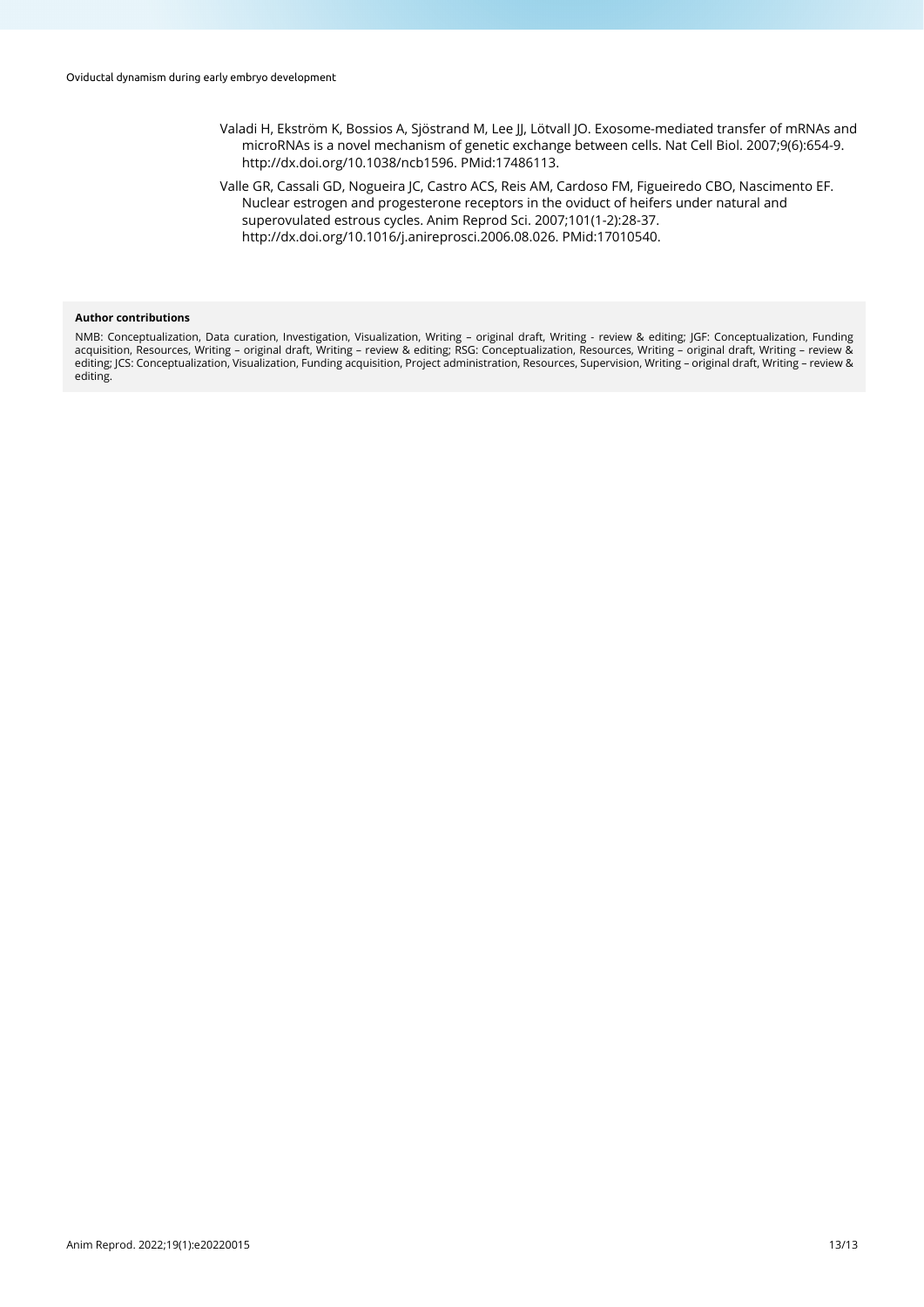Valadi H, Ekström K, Bossios A, Sjöstrand M, Lee JJ, Lötvall JO. Exosome-mediated transfer of mRNAs and microRNAs is a novel mechanism of genetic exchange between cells. Nat Cell Biol. 2007;9(6):654-9. http://dx.doi.org/10.1038/ncb1596. PMid:17486113.

Valle GR, Cassali GD, Nogueira JC, Castro ACS, Reis AM, Cardoso FM, Figueiredo CBO, Nascimento EF. Nuclear estrogen and progesterone receptors in the oviduct of heifers under natural and superovulated estrous cycles. Anim Reprod Sci. 2007;101(1-2):28-37. http://dx.doi.org/10.1016/j.anireprosci.2006.08.026. PMid:17010540.

**Author contributions**

NMB: Conceptualization, Data curation, Investigation, Visualization, Writing – original draft, Writing - review & editing; JGF: Conceptualization, Funding acquisition, Resources, Writing – original draft, Writing – review & editing; RSG: Conceptualization, Resources, Writing – original draft, Writing – review & editing; JCS: Conceptualization, Visualization, Funding acquisition, Project administration, Resources, Supervision, Writing – original draft, Writing – review & editing.